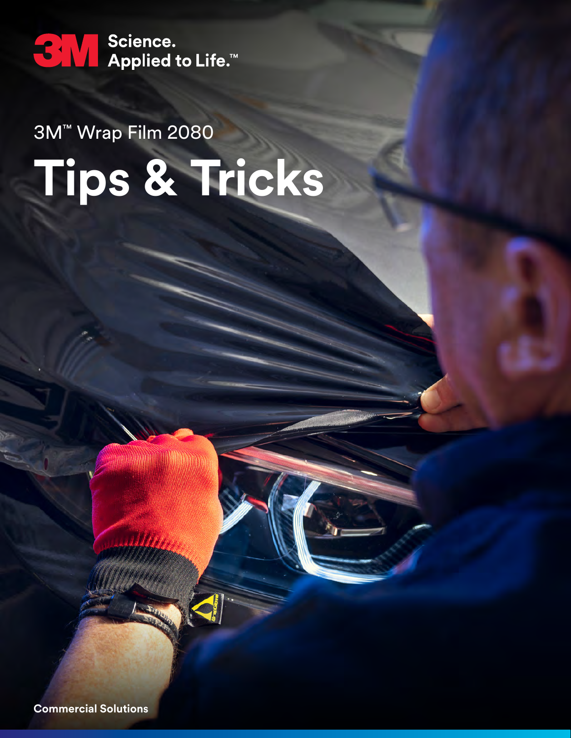3M Science. Applied to Life.™

3M™ Wrap Film 2080

# Tips & Tricks

**Commercial Solutions**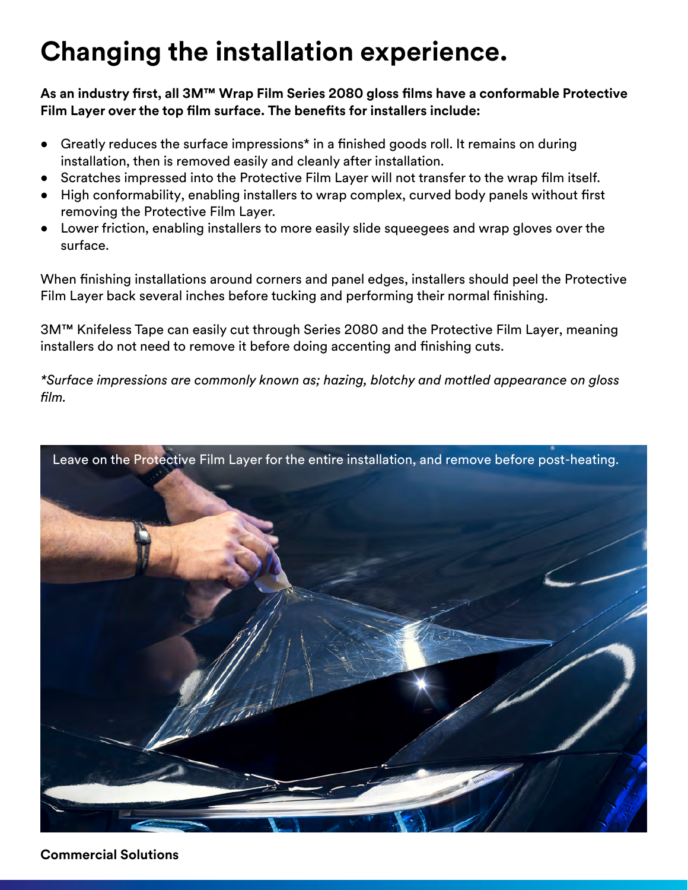# Changing the installation experience.

**As an industry first, all 3M™ Wrap Film Series 2080 gloss films have a conformable Protective Film Layer over the top film surface. The benefits for installers include:**

- Greatly reduces the surface impressions* in a finished goods roll. It remains on during installation, then is removed easily and cleanly after installation.
- Scratches impressed into the Protective Film Layer will not transfer to the wrap film itself.
- High conformability, enabling installers to wrap complex, curved body panels without first removing the Protective Film Layer.
- Lower friction, enabling installers to more easily slide squeegees and wrap gloves over the surface.

When finishing installations around corners and panel edges, installers should peel the Protective Film Layer back several inches before tucking and performing their normal finishing.

3M™ Knifeless Tape can easily cut through Series 2080 and the Protective Film Layer, meaning installers do not need to remove it before doing accenting and finishing cuts.

*\*Surface impressions are commonly known as; hazing, blotchy and mottled appearance on gloss film.*

Leave on the Protective Film Layer for the entire installation, and remove before post-heating.

**Commercial Solutions**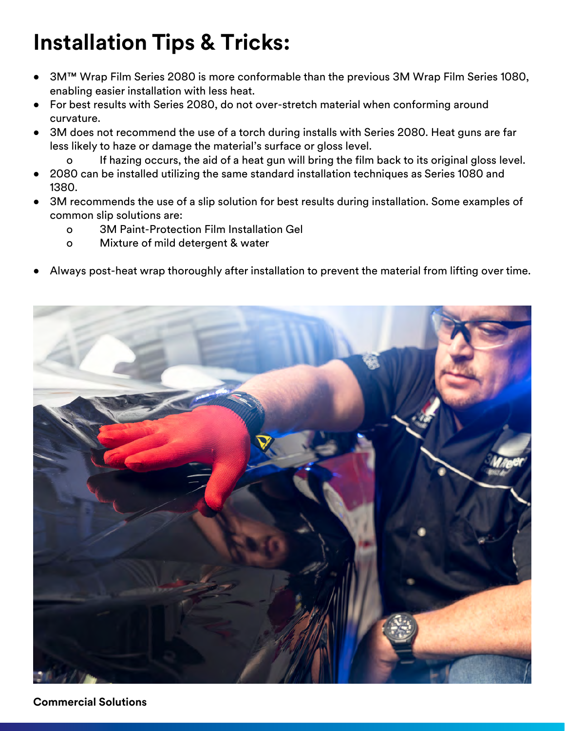# Installation Tips & Tricks:

- 3M™ Wrap Film Series 2080 is more conformable than the previous 3M Wrap Film Series 1080, enabling easier installation with less heat.
- For best results with Series 2080, do not over-stretch material when conforming around curvature.
- 3M does not recommend the use of a torch during installs with Series 2080. Heat guns are far less likely to haze or damage the material's surface or gloss level.
  - If hazing occurs, the aid of a heat gun will bring the film back to its original gloss level.
- 2080 can be installed utilizing the same standard installation techniques as Series 1080 and 1380.
- 3M recommends the use of a slip solution for best results during installation. Some examples of common slip solutions are:
  - 3M Paint-Protection Film Installation Gel
  - Mixture of mild detergent & water
- Always post-heat wrap thoroughly after installation to prevent the material from lifting over time.

**Commercial Solutions**